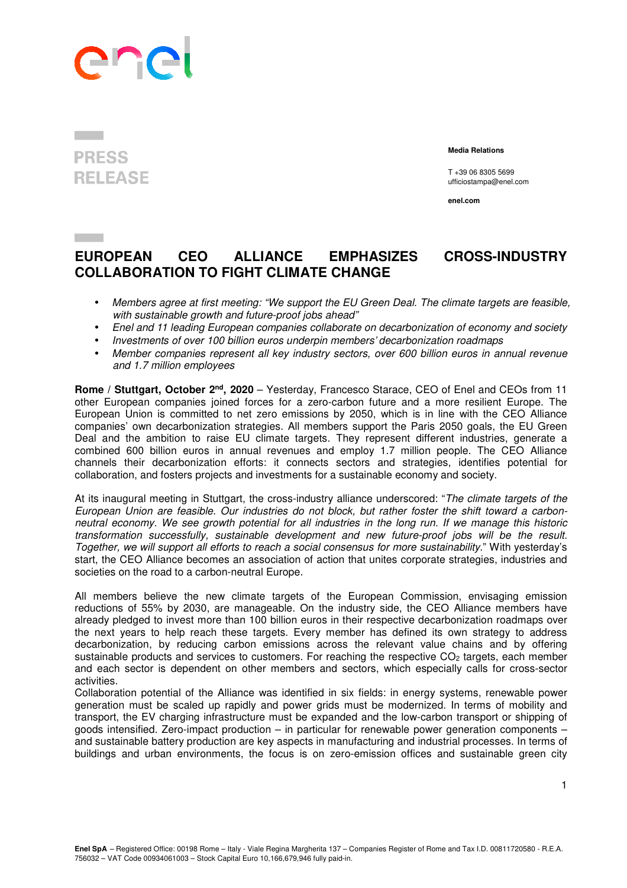PRESS RELEASE

**Media Relations**

T +39 06 8305 5699
ufficiostampa@enel.com

**enel.com**

# EUROPEAN CEO ALLIANCE EMPHASIZES CROSS-INDUSTRY COLLABORATION TO FIGHT CLIMATE CHANGE

- *Members agree at first meeting: "We support the EU Green Deal. The climate targets are feasible, with sustainable growth and future-proof jobs ahead"*
- *Enel and 11 leading European companies collaborate on decarbonization of economy and society*
- *Investments of over 100 billion euros underpin members' decarbonization roadmaps*
- *Member companies represent all key industry sectors, over 600 billion euros in annual revenue and 1.7 million employees*

**Rome / Stuttgart, October 2nd, 2020** – Yesterday, Francesco Starace, CEO of Enel and CEOs from 11 other European companies joined forces for a zero-carbon future and a more resilient Europe. The European Union is committed to net zero emissions by 2050, which is in line with the CEO Alliance companies' own decarbonization strategies. All members support the Paris 2050 goals, the EU Green Deal and the ambition to raise EU climate targets. They represent different industries, generate a combined 600 billion euros in annual revenues and employ 1.7 million people. The CEO Alliance channels their decarbonization efforts: it connects sectors and strategies, identifies potential for collaboration, and fosters projects and investments for a sustainable economy and society.

At its inaugural meeting in Stuttgart, the cross-industry alliance underscored: "*The climate targets of the European Union are feasible. Our industries do not block, but rather foster the shift toward a carbon-neutral economy. We see growth potential for all industries in the long run. If we manage this historic transformation successfully, sustainable development and new future-proof jobs will be the result. Together, we will support all efforts to reach a social consensus for more sustainability.*" With yesterday's start, the CEO Alliance becomes an association of action that unites corporate strategies, industries and societies on the road to a carbon-neutral Europe.

All members believe the new climate targets of the European Commission, envisaging emission reductions of 55% by 2030, are manageable. On the industry side, the CEO Alliance members have already pledged to invest more than 100 billion euros in their respective decarbonization roadmaps over the next years to help reach these targets. Every member has defined its own strategy to address decarbonization, by reducing carbon emissions across the relevant value chains and by offering sustainable products and services to customers. For reaching the respective $CO_2$ targets, each member and each sector is dependent on other members and sectors, which especially calls for cross-sector activities.

Collaboration potential of the Alliance was identified in six fields: in energy systems, renewable power generation must be scaled up rapidly and power grids must be modernized. In terms of mobility and transport, the EV charging infrastructure must be expanded and the low-carbon transport or shipping of goods intensified. Zero-impact production – in particular for renewable power generation components – and sustainable battery production are key aspects in manufacturing and industrial processes. In terms of buildings and urban environments, the focus is on zero-emission offices and sustainable green city

**Enel SpA** – Registered Office: 00198 Rome – Italy - Viale Regina Margherita 137 – Companies Register of Rome and Tax I.D. 00811720580 - R.E.A. 756032 – VAT Code 00934061003 – Stock Capital Euro 10,166,679,946 fully paid-in.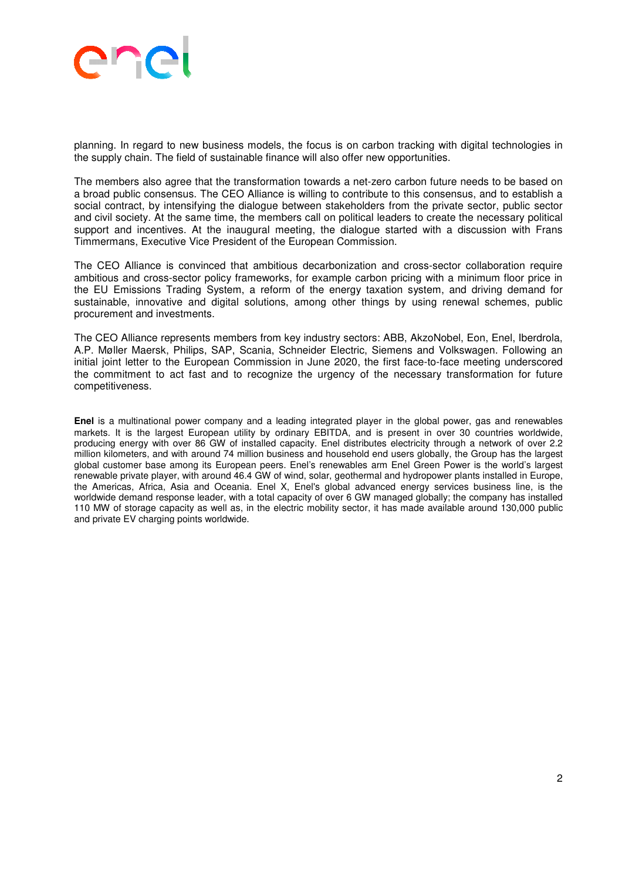planning. In regard to new business models, the focus is on carbon tracking with digital technologies in the supply chain. The field of sustainable finance will also offer new opportunities.

The members also agree that the transformation towards a net-zero carbon future needs to be based on a broad public consensus. The CEO Alliance is willing to contribute to this consensus, and to establish a social contract, by intensifying the dialogue between stakeholders from the private sector, public sector and civil society. At the same time, the members call on political leaders to create the necessary political support and incentives. At the inaugural meeting, the dialogue started with a discussion with Frans Timmermans, Executive Vice President of the European Commission.

The CEO Alliance is convinced that ambitious decarbonization and cross-sector collaboration require ambitious and cross-sector policy frameworks, for example carbon pricing with a minimum floor price in the EU Emissions Trading System, a reform of the energy taxation system, and driving demand for sustainable, innovative and digital solutions, among other things by using renewal schemes, public procurement and investments.

The CEO Alliance represents members from key industry sectors: ABB, AkzoNobel, Eon, Enel, Iberdrola, A.P. Møller Maersk, Philips, SAP, Scania, Schneider Electric, Siemens and Volkswagen. Following an initial joint letter to the European Commission in June 2020, the first face-to-face meeting underscored the commitment to act fast and to recognize the urgency of the necessary transformation for future competitiveness.

**Enel** is a multinational power company and a leading integrated player in the global power, gas and renewables markets. It is the largest European utility by ordinary EBITDA, and is present in over 30 countries worldwide, producing energy with over 86 GW of installed capacity. Enel distributes electricity through a network of over 2.2 million kilometers, and with around 74 million business and household end users globally, the Group has the largest global customer base among its European peers. Enel's renewables arm Enel Green Power is the world's largest renewable private player, with around 46.4 GW of wind, solar, geothermal and hydropower plants installed in Europe, the Americas, Africa, Asia and Oceania. Enel X, Enel's global advanced energy services business line, is the worldwide demand response leader, with a total capacity of over 6 GW managed globally; the company has installed 110 MW of storage capacity as well as, in the electric mobility sector, it has made available around 130,000 public and private EV charging points worldwide.